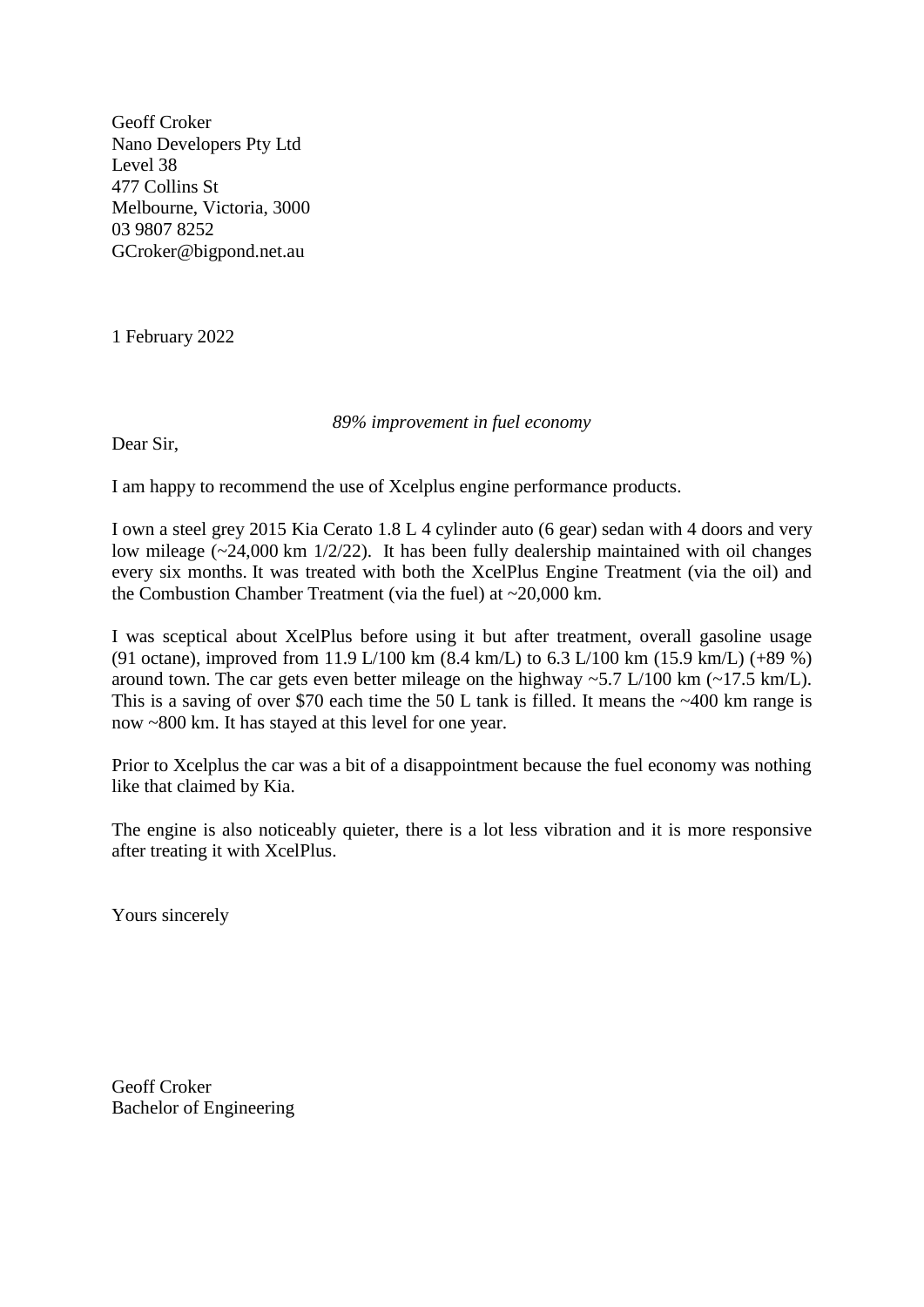Geoff Croker
Nano Developers Pty Ltd
Level 38
477 Collins St
Melbourne, Victoria, 3000
03 9807 8252
GCroker@bigpond.net.au

1 February 2022

*89% improvement in fuel economy*

Dear Sir,

I am happy to recommend the use of Xcelplus engine performance products.

I own a steel grey 2015 Kia Cerato 1.8 L 4 cylinder auto (6 gear) sedan with 4 doors and very low mileage (~24,000 km 1/2/22). It has been fully dealership maintained with oil changes every six months. It was treated with both the XcelPlus Engine Treatment (via the oil) and the Combustion Chamber Treatment (via the fuel) at ~20,000 km.

I was sceptical about XcelPlus before using it but after treatment, overall gasoline usage (91 octane), improved from 11.9 L/100 km (8.4 km/L) to 6.3 L/100 km (15.9 km/L) (+89 %) around town. The car gets even better mileage on the highway ~5.7 L/100 km (~17.5 km/L). This is a saving of over $70 each time the 50 L tank is filled. It means the ~400 km range is now ~800 km. It has stayed at this level for one year.

Prior to Xcelplus the car was a bit of a disappointment because the fuel economy was nothing like that claimed by Kia.

The engine is also noticeably quieter, there is a lot less vibration and it is more responsive after treating it with XcelPlus.

Yours sincerely

Geoff Croker
Bachelor of Engineering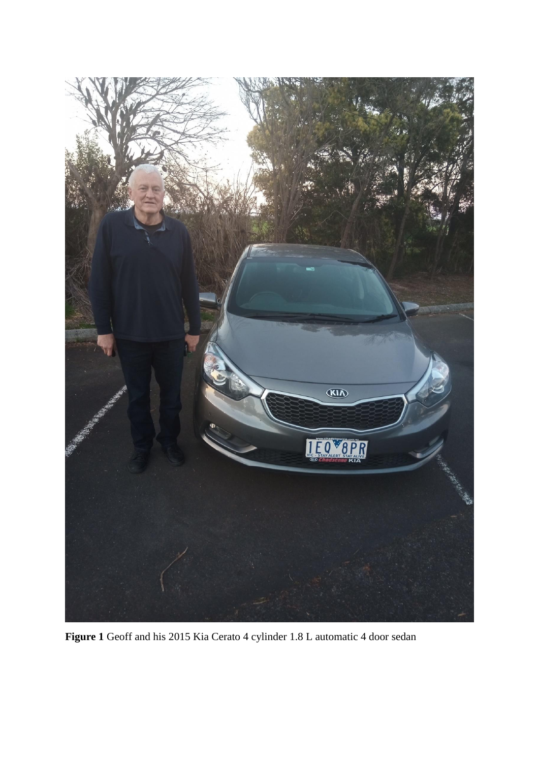**Figure 1** Geoff and his 2015 Kia Cerato 4 cylinder 1.8 L automatic 4 door sedan